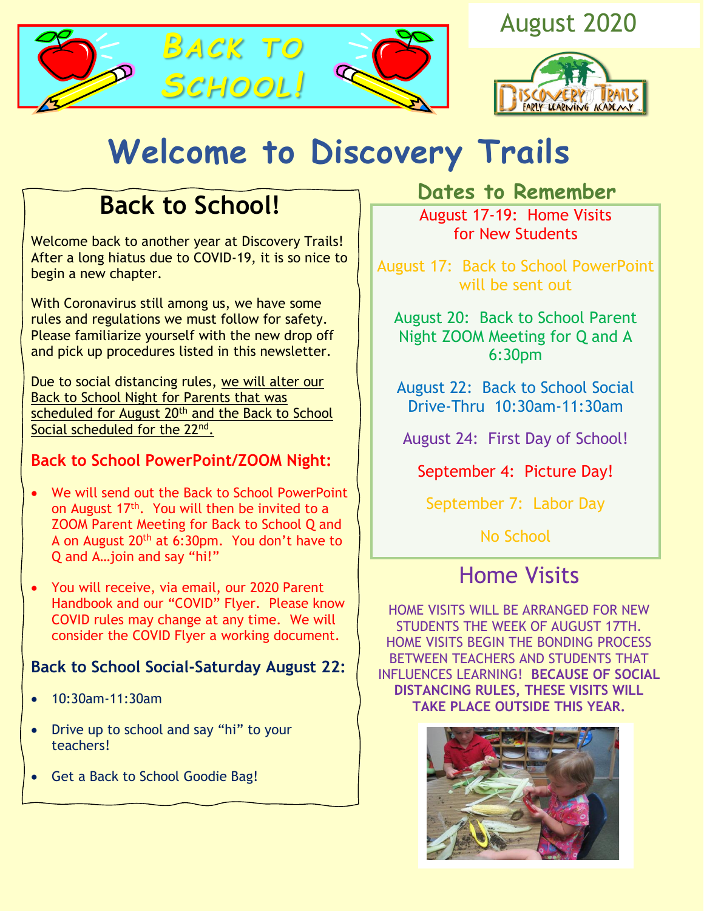# Back to School!

August 2020

Discovery Trails Early Learning Academy

# Welcome to Discovery Trails

## Back to School!

Welcome back to another year at Discovery Trails! After a long hiatus due to COVID-19, it is so nice to begin a new chapter.

With Coronavirus still among us, we have some rules and regulations we must follow for safety. Please familiarize yourself with the new drop off and pick up procedures listed in this newsletter.

Due to social distancing rules, we will alter our Back to School Night for Parents that was scheduled for August 20th and the Back to School Social scheduled for the 22nd.

### Back to School PowerPoint/ZOOM Night:

- We will send out the Back to School PowerPoint on August 17th. You will then be invited to a ZOOM Parent Meeting for Back to School Q and A on August 20th at 6:30pm. You don't have to Q and A…join and say "hi!"
- You will receive, via email, our 2020 Parent Handbook and our "COVID" Flyer. Please know COVID rules may change at any time. We will consider the COVID Flyer a working document.

### Back to School Social-Saturday August 22:

- 10:30am-11:30am
- Drive up to school and say "hi" to your teachers!
- Get a Back to School Goodie Bag!

## Dates to Remember

August 17-19: Home Visits for New Students

August 17: Back to School PowerPoint will be sent out

August 20: Back to School Parent Night ZOOM Meeting for Q and A 6:30pm

August 22: Back to School Social Drive-Thru 10:30am-11:30am

August 24: First Day of School!

September 4: Picture Day!

September 7: Labor Day

No School

## Home Visits

HOME VISITS WILL BE ARRANGED FOR NEW STUDENTS THE WEEK OF AUGUST 17TH. HOME VISITS BEGIN THE BONDING PROCESS BETWEEN TEACHERS AND STUDENTS THAT INFLUENCES LEARNING! **BECAUSE OF SOCIAL DISTANCING RULES, THESE VISITS WILL TAKE PLACE OUTSIDE THIS YEAR.**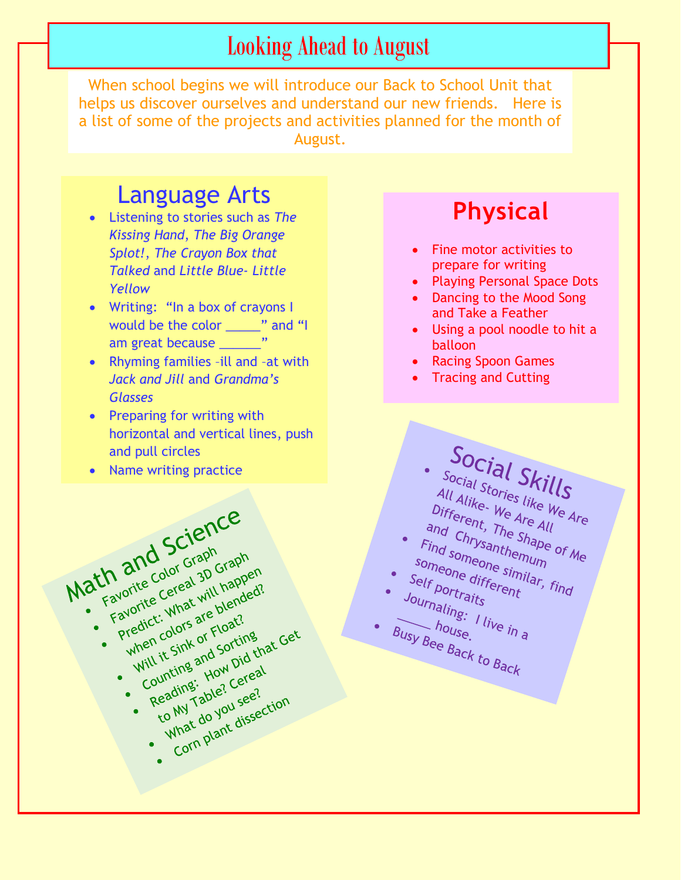# Looking Ahead to August

When school begins we will introduce our Back to School Unit that helps us discover ourselves and understand our new friends. Here is a list of some of the projects and activities planned for the month of August.

## Language Arts

- Listening to stories such as *The Kissing Hand*, *The Big Orange Splot!*, *The Crayon Box that Talked* and *Little Blue- Little Yellow*
- Writing: "In a box of crayons I would be the color _____" and "I am great because ______"
- Rhyming families –ill and –at with *Jack and Jill* and *Grandma's Glasses*
- Preparing for writing with horizontal and vertical lines, push and pull circles
- Name writing practice

## Physical

- Fine motor activities to prepare for writing
- Playing Personal Space Dots
- Dancing to the Mood Song and Take a Feather
- Using a pool noodle to hit a balloon
- Racing Spoon Games
- Tracing and Cutting

## Math and Science

- Favorite Color Graph
- Favorite Cereal 3D Graph
- Predict: What will happen when colors are blended?
- Will it Sink or Float?
- Counting and Sorting
- Reading: How Did that Get to My Table? Cereal
- What do you see?
- Corn plant dissection

## Social Skills

- Social Stories like We Are All Alike- We Are All Different, The Shape of Me and Chrysanthemum
- Find someone similar, find someone different
- Self portraits
- Journaling: I live in a _____ house.
- Busy Bee Back to Back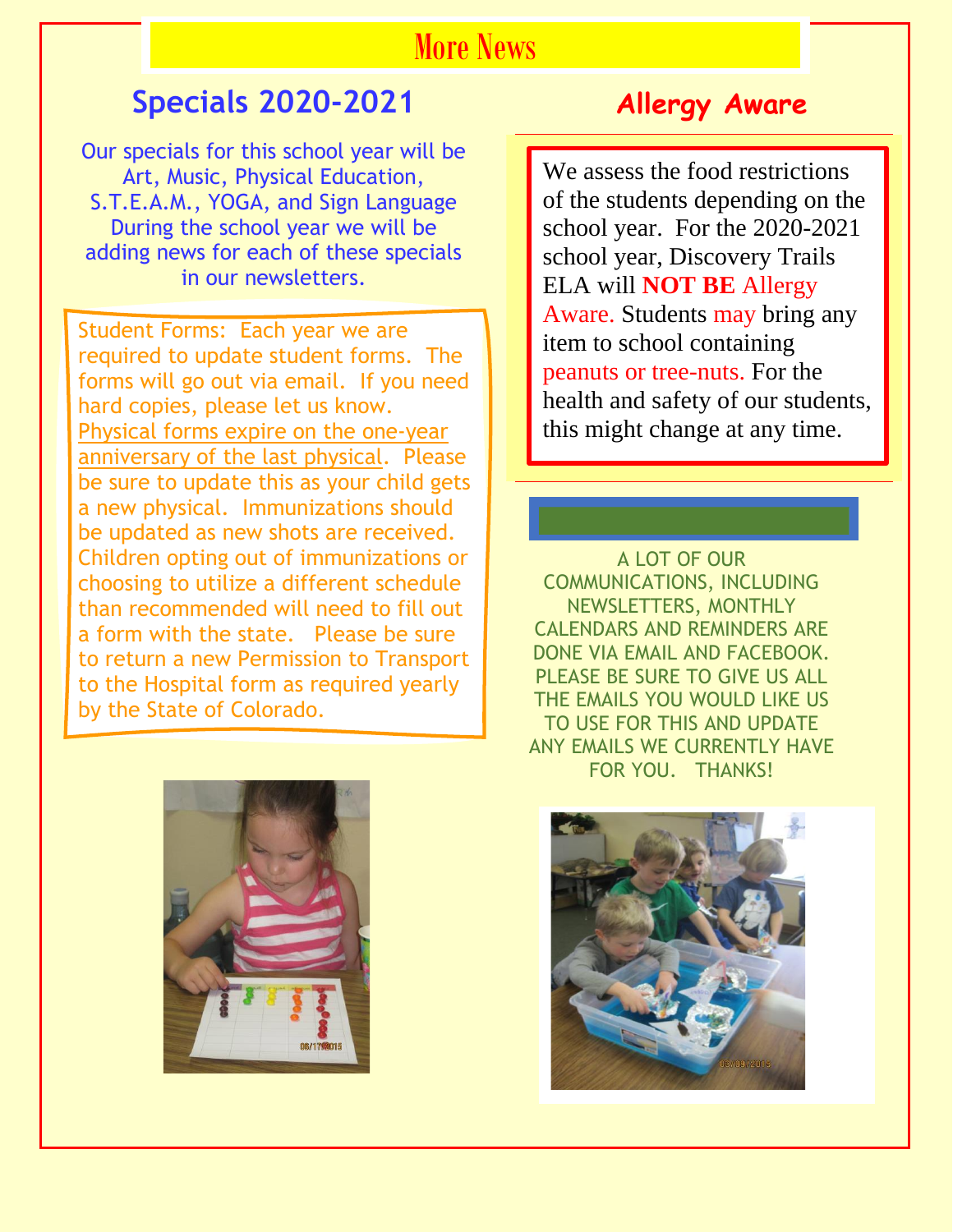# More News

## Specials 2020-2021

Our specials for this school year will be Art, Music, Physical Education, S.T.E.A.M., YOGA, and Sign Language During the school year we will be adding news for each of these specials in our newsletters.

Student Forms: Each year we are required to update student forms. The forms will go out via email. If you need hard copies, please let us know. Physical forms expire on the one-year anniversary of the last physical. Please be sure to update this as your child gets a new physical. Immunizations should be updated as new shots are received. Children opting out of immunizations or choosing to utilize a different schedule than recommended will need to fill out a form with the state. Please be sure to return a new Permission to Transport to the Hospital form as required yearly by the State of Colorado.

## Allergy Aware

We assess the food restrictions of the students depending on the school year. For the 2020-2021 school year, Discovery Trails ELA will **NOT BE** Allergy Aware. Students may bring any item to school containing peanuts or tree-nuts. For the health and safety of our students, this might change at any time.

A LOT OF OUR COMMUNICATIONS, INCLUDING NEWSLETTERS, MONTHLY CALENDARS AND REMINDERS ARE DONE VIA EMAIL AND FACEBOOK. PLEASE BE SURE TO GIVE US ALL THE EMAILS YOU WOULD LIKE US TO USE FOR THIS AND UPDATE ANY EMAILS WE CURRENTLY HAVE FOR YOU. THANKS!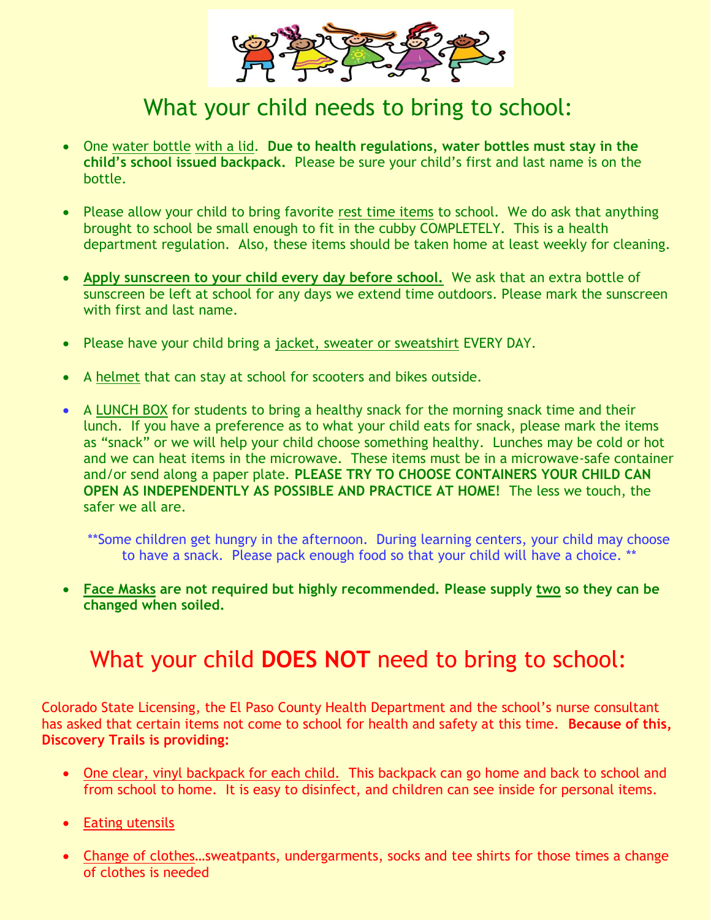## What your child needs to bring to school:

- One water bottle with a lid. **Due to health regulations, water bottles must stay in the child's school issued backpack.** Please be sure your child's first and last name is on the bottle.

- Please allow your child to bring favorite rest time items to school. We do ask that anything brought to school be small enough to fit in the cubby COMPLETELY. This is a health department regulation. Also, these items should be taken home at least weekly for cleaning.

- **Apply sunscreen to your child every day before school.** We ask that an extra bottle of sunscreen be left at school for any days we extend time outdoors. Please mark the sunscreen with first and last name.

- Please have your child bring a jacket, sweater or sweatshirt EVERY DAY.

- A helmet that can stay at school for scooters and bikes outside.

- A LUNCH BOX for students to bring a healthy snack for the morning snack time and their lunch. If you have a preference as to what your child eats for snack, please mark the items as "snack" or we will help your child choose something healthy. Lunches may be cold or hot and we can heat items in the microwave. These items must be in a microwave-safe container and/or send along a paper plate. **PLEASE TRY TO CHOOSE CONTAINERS YOUR CHILD CAN OPEN AS INDEPENDENTLY AS POSSIBLE AND PRACTICE AT HOME!** The less we touch, the safer we all are.

  **Some children get hungry in the afternoon. During learning centers, your child may choose to have a snack. Please pack enough food so that your child will have a choice. **

- **Face Masks are not required but highly recommended. Please supply two so they can be changed when soiled.**

## What your child **DOES NOT** need to bring to school:

Colorado State Licensing, the El Paso County Health Department and the school's nurse consultant has asked that certain items not come to school for health and safety at this time. **Because of this, Discovery Trails is providing:**

- One clear, vinyl backpack for each child. This backpack can go home and back to school and from school to home. It is easy to disinfect, and children can see inside for personal items.

- Eating utensils

- Change of clothes…sweatpants, undergarments, socks and tee shirts for those times a change of clothes is needed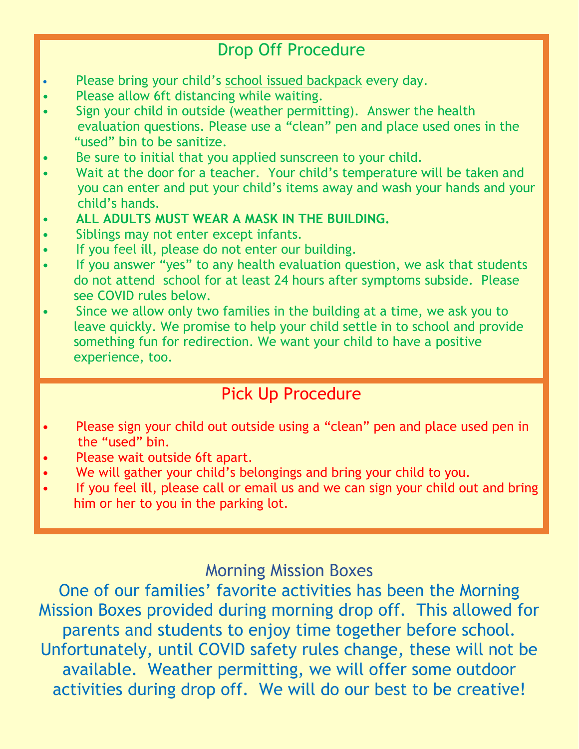## Drop Off Procedure

- Please bring your child's school issued backpack every day.
- Please allow 6ft distancing while waiting.
- Sign your child in outside (weather permitting). Answer the health evaluation questions. Please use a "clean" pen and place used ones in the "used" bin to be sanitize.
- Be sure to initial that you applied sunscreen to your child.
- Wait at the door for a teacher. Your child's temperature will be taken and you can enter and put your child's items away and wash your hands and your child's hands.
- **ALL ADULTS MUST WEAR A MASK IN THE BUILDING.**
- Siblings may not enter except infants.
- If you feel ill, please do not enter our building.
- If you answer "yes" to any health evaluation question, we ask that students do not attend school for at least 24 hours after symptoms subside. Please see COVID rules below.
- Since we allow only two families in the building at a time, we ask you to leave quickly. We promise to help your child settle in to school and provide something fun for redirection. We want your child to have a positive experience, too.

## Pick Up Procedure

- Please sign your child out outside using a "clean" pen and place used pen in the "used" bin.
- Please wait outside 6ft apart.
- We will gather your child's belongings and bring your child to you.
- If you feel ill, please call or email us and we can sign your child out and bring him or her to you in the parking lot.

## Morning Mission Boxes

One of our families' favorite activities has been the Morning Mission Boxes provided during morning drop off. This allowed for parents and students to enjoy time together before school. Unfortunately, until COVID safety rules change, these will not be available. Weather permitting, we will offer some outdoor activities during drop off. We will do our best to be creative!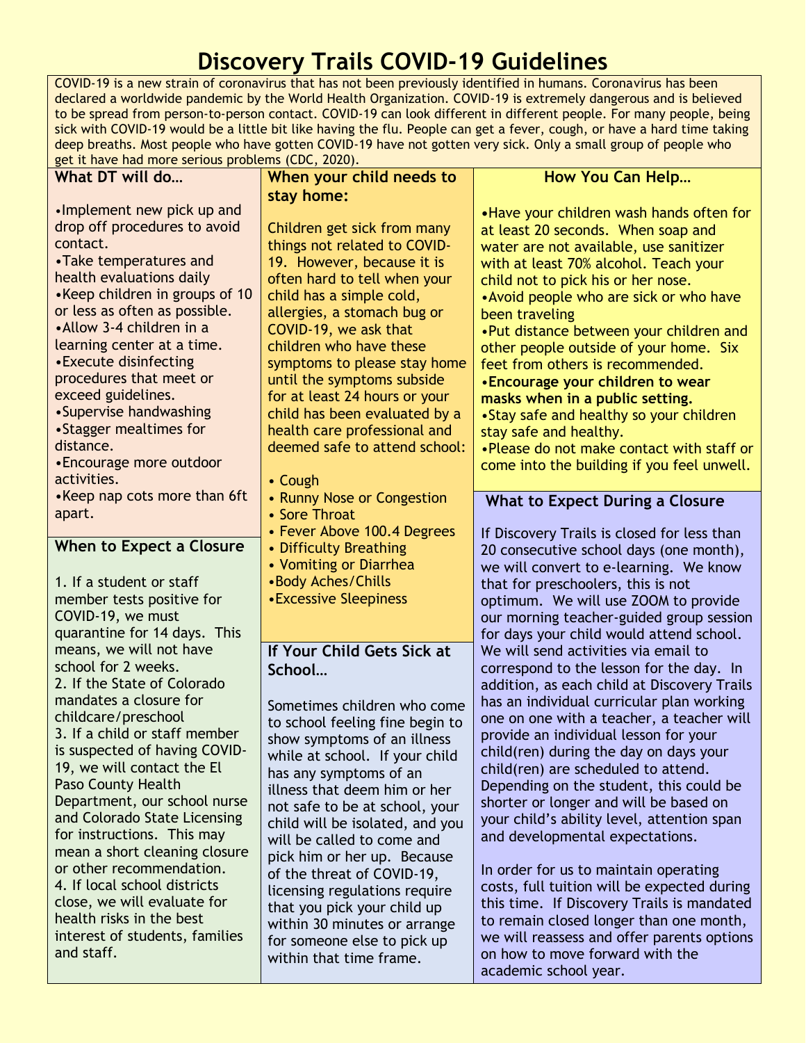# Discovery Trails COVID-19 Guidelines

COVID-19 is a new strain of coronavirus that has not been previously identified in humans. Coronavirus has been declared a worldwide pandemic by the World Health Organization. COVID-19 is extremely dangerous and is believed to be spread from person-to-person contact. COVID-19 can look different in different people. For many people, being sick with COVID-19 would be a little bit like having the flu. People can get a fever, cough, or have a hard time taking deep breaths. Most people who have gotten COVID-19 have not gotten very sick. Only a small group of people who get it have had more serious problems (CDC, 2020).

## What DT will do…

- Implement new pick up and drop off procedures to avoid contact.
- Take temperatures and health evaluations daily
- Keep children in groups of 10 or less as often as possible.
- Allow 3-4 children in a learning center at a time.
- Execute disinfecting procedures that meet or exceed guidelines.
- Supervise handwashing
- Stagger mealtimes for distance.
- Encourage more outdoor activities.
- Keep nap cots more than 6ft apart.

## When to Expect a Closure

1. If a student or staff member tests positive for COVID-19, we must quarantine for 14 days. This means, we will not have school for 2 weeks.
2. If the State of Colorado mandates a closure for childcare/preschool
3. If a child or staff member is suspected of having COVID-19, we will contact the El Paso County Health Department, our school nurse and Colorado State Licensing for instructions. This may mean a short cleaning closure or other recommendation.
4. If local school districts close, we will evaluate for health risks in the best interest of students, families and staff.

## When your child needs to stay home:

Children get sick from many things not related to COVID-19. However, because it is often hard to tell when your child has a simple cold, allergies, a stomach bug or COVID-19, we ask that children who have these symptoms to please stay home until the symptoms subside for at least 24 hours or your child has been evaluated by a health care professional and deemed safe to attend school:

- Cough
- Runny Nose or Congestion
- Sore Throat
- Fever Above 100.4 Degrees
- Difficulty Breathing
- Vomiting or Diarrhea
- Body Aches/Chills
- Excessive Sleepiness

## If Your Child Gets Sick at School…

Sometimes children who come to school feeling fine begin to show symptoms of an illness while at school. If your child has any symptoms of an illness that deem him or her not safe to be at school, your child will be isolated, and you will be called to come and pick him or her up. Because of the threat of COVID-19, licensing regulations require that you pick your child up within 30 minutes or arrange for someone else to pick up within that time frame.

## How You Can Help…

- Have your children wash hands often for at least 20 seconds. When soap and water are not available, use sanitizer with at least 70% alcohol. Teach your child not to pick his or her nose.
- Avoid people who are sick or who have been traveling
- Put distance between your children and other people outside of your home. Six feet from others is recommended.
- **Encourage your children to wear masks when in a public setting.**
- Stay safe and healthy so your children stay safe and healthy.
- Please do not make contact with staff or come into the building if you feel unwell.

## What to Expect During a Closure

If Discovery Trails is closed for less than 20 consecutive school days (one month), we will convert to e-learning. We know that for preschoolers, this is not optimum. We will use ZOOM to provide our morning teacher-guided group session for days your child would attend school. We will send activities via email to correspond to the lesson for the day. In addition, as each child at Discovery Trails has an individual curricular plan working one on one with a teacher, a teacher will provide an individual lesson for your child(ren) during the day on days your child(ren) are scheduled to attend. Depending on the student, this could be shorter or longer and will be based on your child's ability level, attention span and developmental expectations.

In order for us to maintain operating costs, full tuition will be expected during this time. If Discovery Trails is mandated to remain closed longer than one month, we will reassess and offer parents options on how to move forward with the academic school year.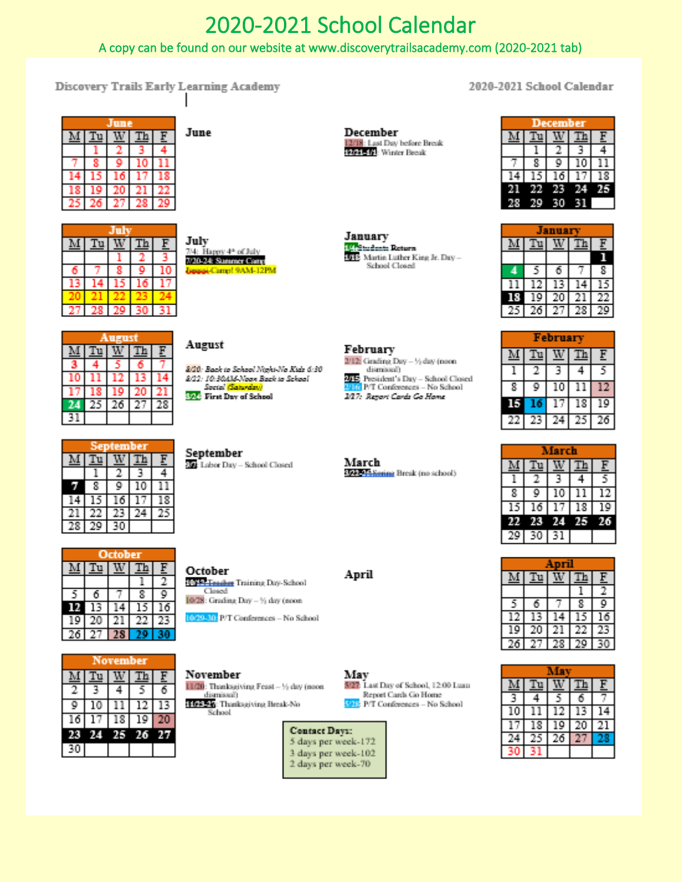# 2020-2021 School Calendar

A copy can be found on our website at www.discoverytrailsacademy.com (2020-2021 tab)

**Discovery Trails Early Learning Academy** — **2020-2021 School Calendar**

### June

| M | Tu | W | Th | F |
|---|---|---|---|---|
| | 1 | 2 | 3 | 4 |
| 7 | 8 | 9 | 10 | 11 |
| 14 | 15 | 16 | 17 | 18 |
| 18 | 19 | 20 | 21 | 22 |
| 25 | 26 | 27 | 28 | 29 |

**June**

### July

| M | Tu | W | Th | F |
|---|---|---|---|---|
| | | 1 | 2 | 3 |
| 6 | 7 | 8 | 9 | 10 |
| 13 | 14 | 15 | 16 | 17 |
| 20 | 21 | 22 | 23 | 24 |
| 27 | 28 | 29 | 30 | 31 |

**July**

7/4: Happy 4th of July
7/20-24: Summer Camp
~~Soccer~~ Camp! 9AM-12PM

### August

| M | Tu | W | Th | F |
|---|---|---|---|---|
| 3 | 4 | 5 | 6 | 7 |
| 10 | 11 | 12 | 13 | 14 |
| 17 | 18 | 19 | 20 | 21 |
| 24 | 25 | 26 | 27 | 28 |
| 31 | | | | |

**August**

*8/20: Back to School Night-No Kids 6:30*
*8/22: 10:30AM-Noon Back to School Social (Saturday)*
**8/24: First Day of School**

### September

| M | Tu | W | Th | F |
|---|---|---|---|---|
| | 1 | 2 | 3 | 4 |
| 7 | 8 | 9 | 10 | 11 |
| 14 | 15 | 16 | 17 | 18 |
| 21 | 22 | 23 | 24 | 25 |
| 28 | 29 | 30 | | |

**September**

9/7: Labor Day – School Closed

### October

| M | Tu | W | Th | F |
|---|---|---|---|---|
| | | | 1 | 2 |
| 5 | 6 | 7 | 8 | 9 |
| 12 | 13 | 14 | 15 | 16 |
| 19 | 20 | 21 | 22 | 23 |
| 26 | 27 | 28 | 29 | 30 |

**October**

10/12: ~~Teacher~~ Training Day-School Closed
10/28: Grading Day – ½ day (noon
10/29-30: P/T Conferences – No School

### November

| M | Tu | W | Th | F |
|---|---|---|---|---|
| 2 | 3 | 4 | 5 | 6 |
| 9 | 10 | 11 | 12 | 13 |
| 16 | 17 | 18 | 19 | 20 |
| 23 | 24 | 25 | 26 | 27 |
| 30 | | | | |

**November**

11/20: Thanksgiving Feast – ½ day (noon dismissal)
11/23-27: Thanksgiving Break-No School

### December

| M | Tu | W | Th | F |
|---|---|---|---|---|
| | 1 | 2 | 3 | 4 |
| 7 | 8 | 9 | 10 | 11 |
| 14 | 15 | 16 | 17 | 18 |
| 21 | 22 | 23 | 24 | 25 |
| 28 | 29 | 30 | 31 | |

**December**

12/18: Last Day before Break
12/21-1/1: Winter Break

### January

| M | Tu | W | Th | F |
|---|---|---|---|---|
| | | | | 1 |
| 4 | 5 | 6 | 7 | 8 |
| 11 | 12 | 13 | 14 | 15 |
| 18 | 19 | 20 | 21 | 22 |
| 25 | 26 | 27 | 28 | 29 |

**January**

1/4: ~~Students~~ Return
1/18: Martin Luther King Jr. Day – School Closed

### February

| M | Tu | W | Th | F |
|---|---|---|---|---|
| 1 | 2 | 3 | 4 | 5 |
| 8 | 9 | 10 | 11 | 12 |
| 15 | 16 | 17 | 18 | 19 |
| 22 | 23 | 24 | 25 | 26 |

**February**

2/12: Grading Day – ½ day (noon dismissal)
2/15: President's Day – School Closed
2/16: P/T Conferences – No School
*2/17: Report Cards Go Home*

### March

| M | Tu | W | Th | F |
|---|---|---|---|---|
| 1 | 2 | 3 | 4 | 5 |
| 8 | 9 | 10 | 11 | 12 |
| 15 | 16 | 17 | 18 | 19 |
| 22 | 23 | 24 | 25 | 26 |
| 29 | 30 | 31 | | |

**March**

3/22-26: ~~Spring~~ Break (no school)

### April

| M | Tu | W | Th | F |
|---|---|---|---|---|
| | | | 1 | 2 |
| 5 | 6 | 7 | 8 | 9 |
| 12 | 13 | 14 | 15 | 16 |
| 19 | 20 | 21 | 22 | 23 |
| 26 | 27 | 28 | 29 | 30 |

**April**

### May

| M | Tu | W | Th | F |
|---|---|---|---|---|
| 3 | 4 | 5 | 6 | 7 |
| 10 | 11 | 12 | 13 | 14 |
| 17 | 18 | 19 | 20 | 21 |
| 24 | 25 | 26 | 27 | 28 |
| 30 | 31 | | | |

**May**

5/27: Last Day of School, 12:00 Luau Report Cards Go Home
5/28: P/T Conferences – No School

**Contact Days:**
5 days per week-172
3 days per week-102
2 days per week-70